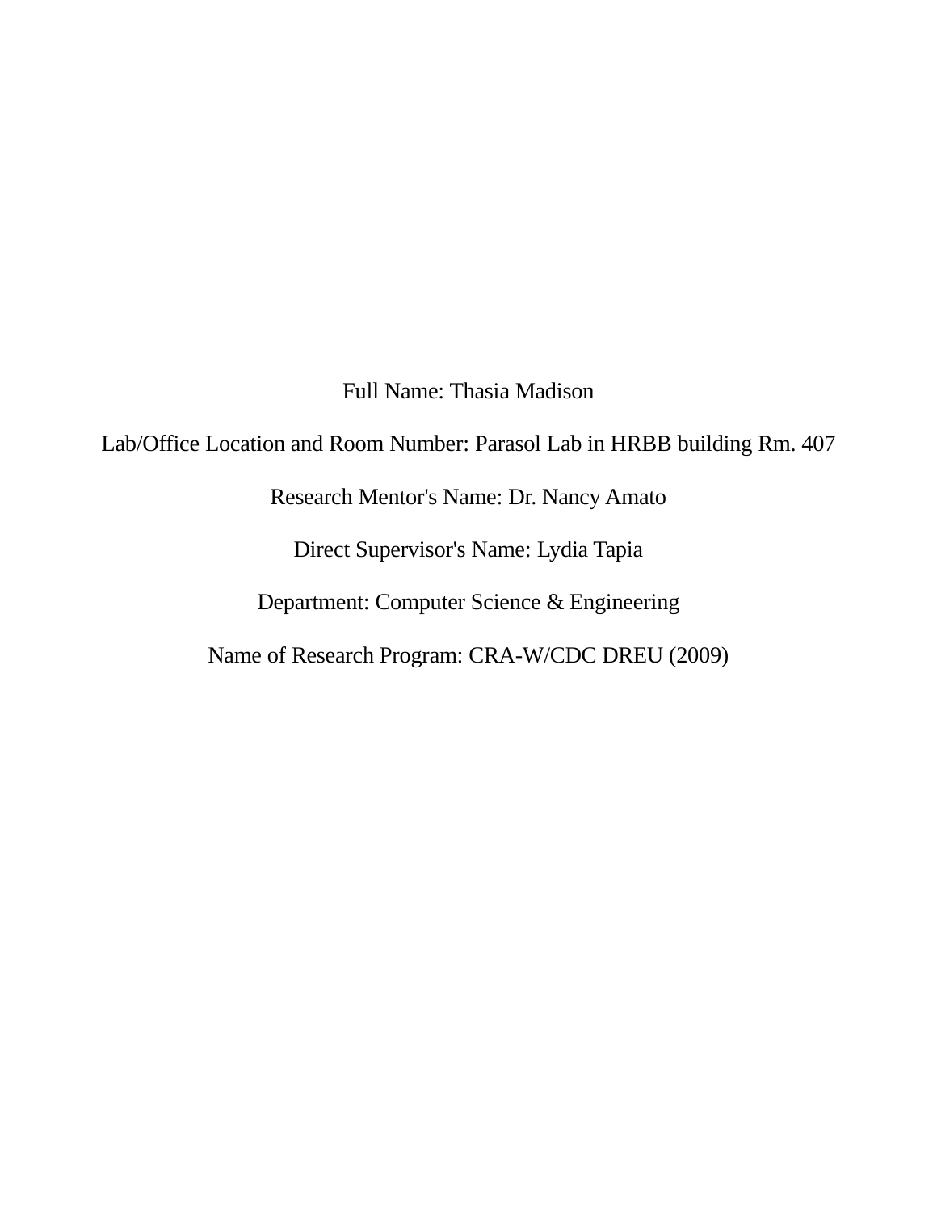Full Name: Thasia Madison

Lab/Office Location and Room Number: Parasol Lab in HRBB building Rm. 407

Research Mentor's Name: Dr. Nancy Amato

Direct Supervisor's Name: Lydia Tapia

Department: Computer Science & Engineering

Name of Research Program: CRA-W/CDC DREU (2009)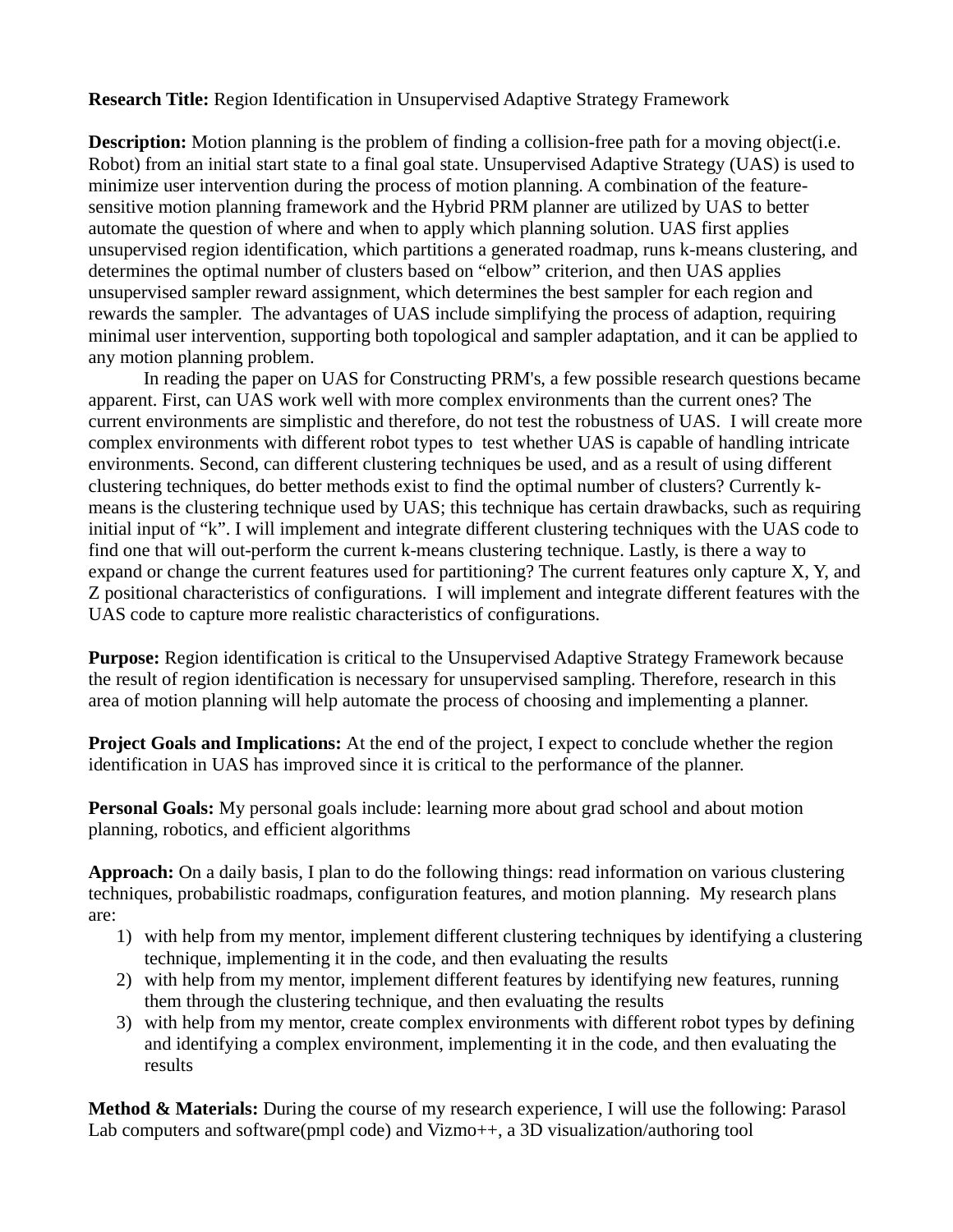**Research Title:** Region Identification in Unsupervised Adaptive Strategy Framework

**Description:** Motion planning is the problem of finding a collision-free path for a moving object(i.e. Robot) from an initial start state to a final goal state. Unsupervised Adaptive Strategy (UAS) is used to minimize user intervention during the process of motion planning. A combination of the feature-sensitive motion planning framework and the Hybrid PRM planner are utilized by UAS to better automate the question of where and when to apply which planning solution. UAS first applies unsupervised region identification, which partitions a generated roadmap, runs k-means clustering, and determines the optimal number of clusters based on "elbow" criterion, and then UAS applies unsupervised sampler reward assignment, which determines the best sampler for each region and rewards the sampler. The advantages of UAS include simplifying the process of adaption, requiring minimal user intervention, supporting both topological and sampler adaptation, and it can be applied to any motion planning problem.

In reading the paper on UAS for Constructing PRM's, a few possible research questions became apparent. First, can UAS work well with more complex environments than the current ones? The current environments are simplistic and therefore, do not test the robustness of UAS. I will create more complex environments with different robot types to test whether UAS is capable of handling intricate environments. Second, can different clustering techniques be used, and as a result of using different clustering techniques, do better methods exist to find the optimal number of clusters? Currently k-means is the clustering technique used by UAS; this technique has certain drawbacks, such as requiring initial input of "k". I will implement and integrate different clustering techniques with the UAS code to find one that will out-perform the current k-means clustering technique. Lastly, is there a way to expand or change the current features used for partitioning? The current features only capture X, Y, and Z positional characteristics of configurations. I will implement and integrate different features with the UAS code to capture more realistic characteristics of configurations.

**Purpose:** Region identification is critical to the Unsupervised Adaptive Strategy Framework because the result of region identification is necessary for unsupervised sampling. Therefore, research in this area of motion planning will help automate the process of choosing and implementing a planner.

**Project Goals and Implications:** At the end of the project, I expect to conclude whether the region identification in UAS has improved since it is critical to the performance of the planner.

**Personal Goals:** My personal goals include: learning more about grad school and about motion planning, robotics, and efficient algorithms

**Approach:** On a daily basis, I plan to do the following things: read information on various clustering techniques, probabilistic roadmaps, configuration features, and motion planning. My research plans are:

1) with help from my mentor, implement different clustering techniques by identifying a clustering technique, implementing it in the code, and then evaluating the results
2) with help from my mentor, implement different features by identifying new features, running them through the clustering technique, and then evaluating the results
3) with help from my mentor, create complex environments with different robot types by defining and identifying a complex environment, implementing it in the code, and then evaluating the results

**Method & Materials:** During the course of my research experience, I will use the following: Parasol Lab computers and software(pmpl code) and Vizmo++, a 3D visualization/authoring tool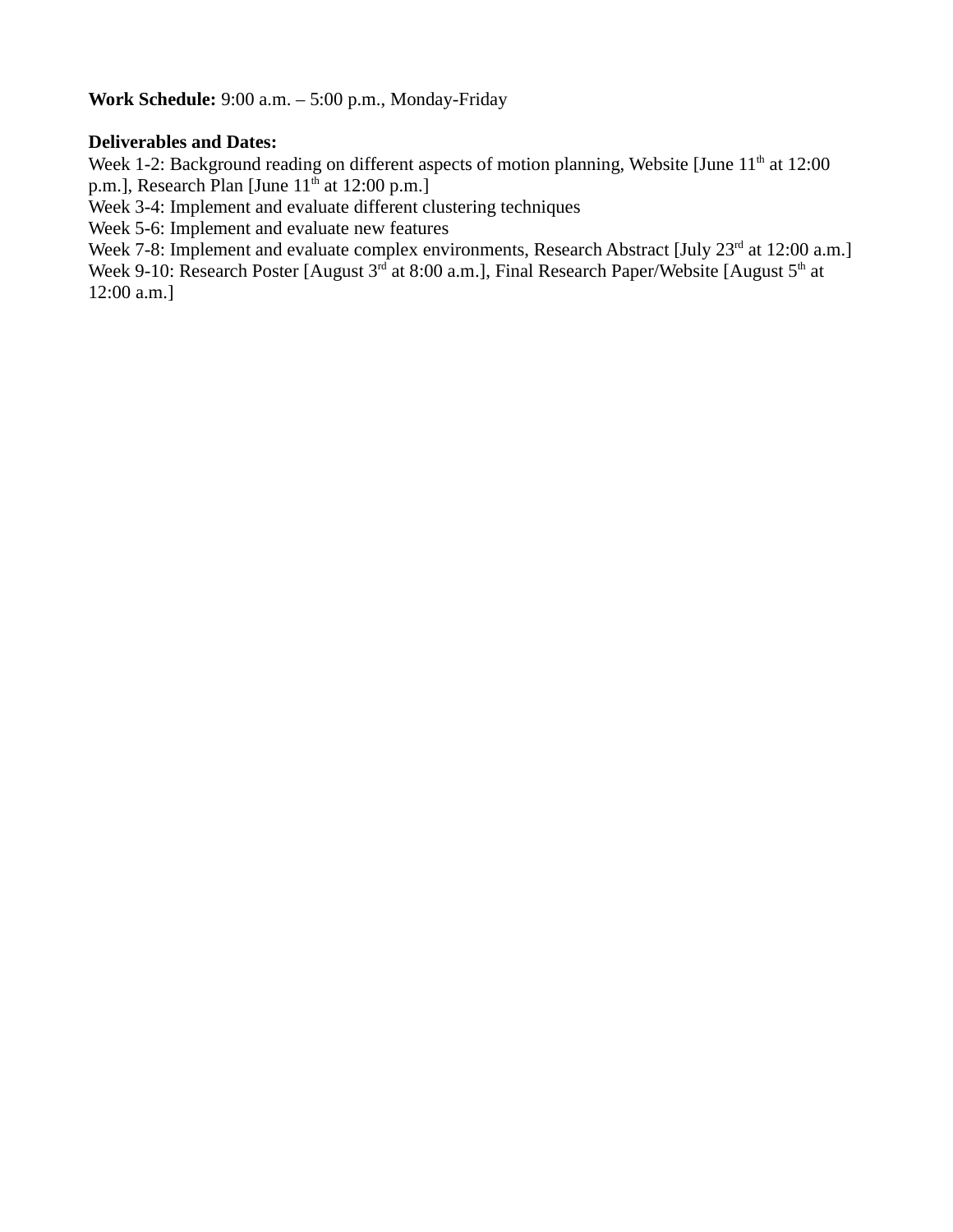**Work Schedule:** 9:00 a.m. – 5:00 p.m., Monday-Friday

**Deliverables and Dates:**
Week 1-2: Background reading on different aspects of motion planning, Website [June 11th at 12:00 p.m.], Research Plan [June 11th at 12:00 p.m.]
Week 3-4: Implement and evaluate different clustering techniques
Week 5-6: Implement and evaluate new features
Week 7-8: Implement and evaluate complex environments, Research Abstract [July 23rd at 12:00 a.m.]
Week 9-10: Research Poster [August 3rd at 8:00 a.m.], Final Research Paper/Website [August 5th at 12:00 a.m.]